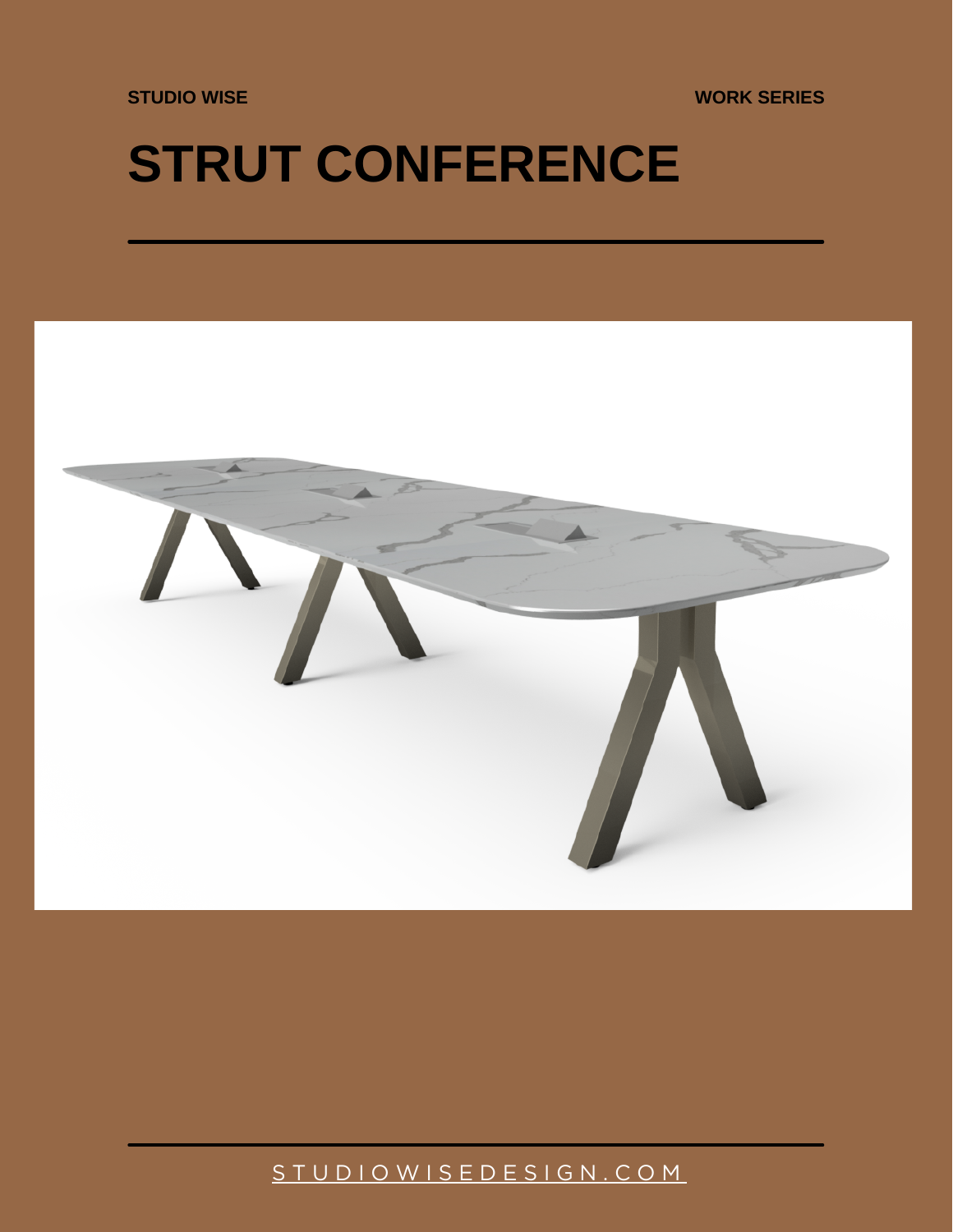STUDIO WISE

WORK SERIES

# STRUT CONFERENCE

---

---

STUDIOWISEDESIGN.COM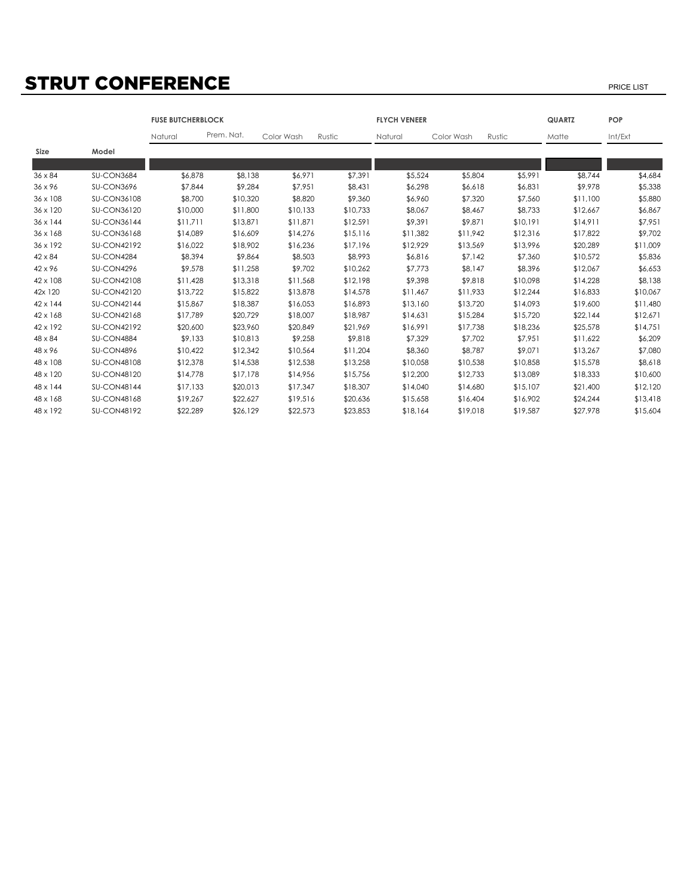# STRUT CONFERENCE

PRICE LIST

| | | FUSE BUTCHERBLOCK | | | | FLYCH VENEER | | | QUARTZ | POP |
|---|---|---|---|---|---|---|---|---|---|---|
| | | Natural | Prem. Nat. | Color Wash | Rustic | Natural | Color Wash | Rustic | Matte | Int/Ext |
| Size | Model | | | | | | | | | |
| 36 x 84 | SU-CON3684 | $6,878 | $8,138 | $6,971 | $7,391 | $5,524 | $5,804 | $5,991 | $8,744 | $4,684 |
| 36 x 96 | SU-CON3696 | $7,844 | $9,284 | $7,951 | $8,431 | $6,298 | $6,618 | $6,831 | $9,978 | $5,338 |
| 36 x 108 | SU-CON36108 | $8,700 | $10,320 | $8,820 | $9,360 | $6,960 | $7,320 | $7,560 | $11,100 | $5,880 |
| 36 x 120 | SU-CON36120 | $10,000 | $11,800 | $10,133 | $10,733 | $8,067 | $8,467 | $8,733 | $12,667 | $6,867 |
| 36 x 144 | SU-CON36144 | $11,711 | $13,871 | $11,871 | $12,591 | $9,391 | $9,871 | $10,191 | $14,911 | $7,951 |
| 36 x 168 | SU-CON36168 | $14,089 | $16,609 | $14,276 | $15,116 | $11,382 | $11,942 | $12,316 | $17,822 | $9,702 |
| 36 x 192 | SU-CON42192 | $16,022 | $18,902 | $16,236 | $17,196 | $12,929 | $13,569 | $13,996 | $20,289 | $11,009 |
| 42 x 84 | SU-CON4284 | $8,394 | $9,864 | $8,503 | $8,993 | $6,816 | $7,142 | $7,360 | $10,572 | $5,836 |
| 42 x 96 | SU-CON4296 | $9,578 | $11,258 | $9,702 | $10,262 | $7,773 | $8,147 | $8,396 | $12,067 | $6,653 |
| 42 x 108 | SU-CON42108 | $11,428 | $13,318 | $11,568 | $12,198 | $9,398 | $9,818 | $10,098 | $14,228 | $8,138 |
| 42x 120 | SU-CON42120 | $13,722 | $15,822 | $13,878 | $14,578 | $11,467 | $11,933 | $12,244 | $16,833 | $10,067 |
| 42 x 144 | SU-CON42144 | $15,867 | $18,387 | $16,053 | $16,893 | $13,160 | $13,720 | $14,093 | $19,600 | $11,480 |
| 42 x 168 | SU-CON42168 | $17,789 | $20,729 | $18,007 | $18,987 | $14,631 | $15,284 | $15,720 | $22,144 | $12,671 |
| 42 x 192 | SU-CON42192 | $20,600 | $23,960 | $20,849 | $21,969 | $16,991 | $17,738 | $18,236 | $25,578 | $14,751 |
| 48 x 84 | SU-CON4884 | $9,133 | $10,813 | $9,258 | $9,818 | $7,329 | $7,702 | $7,951 | $11,622 | $6,209 |
| 48 x 96 | SU-CON4896 | $10,422 | $12,342 | $10,564 | $11,204 | $8,360 | $8,787 | $9,071 | $13,267 | $7,080 |
| 48 x 108 | SU-CON48108 | $12,378 | $14,538 | $12,538 | $13,258 | $10,058 | $10,538 | $10,858 | $15,578 | $8,618 |
| 48 x 120 | SU-CON48120 | $14,778 | $17,178 | $14,956 | $15,756 | $12,200 | $12,733 | $13,089 | $18,333 | $10,600 |
| 48 x 144 | SU-CON48144 | $17,133 | $20,013 | $17,347 | $18,307 | $14,040 | $14,680 | $15,107 | $21,400 | $12,120 |
| 48 x 168 | SU-CON48168 | $19,267 | $22,627 | $19,516 | $20,636 | $15,658 | $16,404 | $16,902 | $24,244 | $13,418 |
| 48 x 192 | SU-CON48192 | $22,289 | $26,129 | $22,573 | $23,853 | $18,164 | $19,018 | $19,587 | $27,978 | $15,604 |